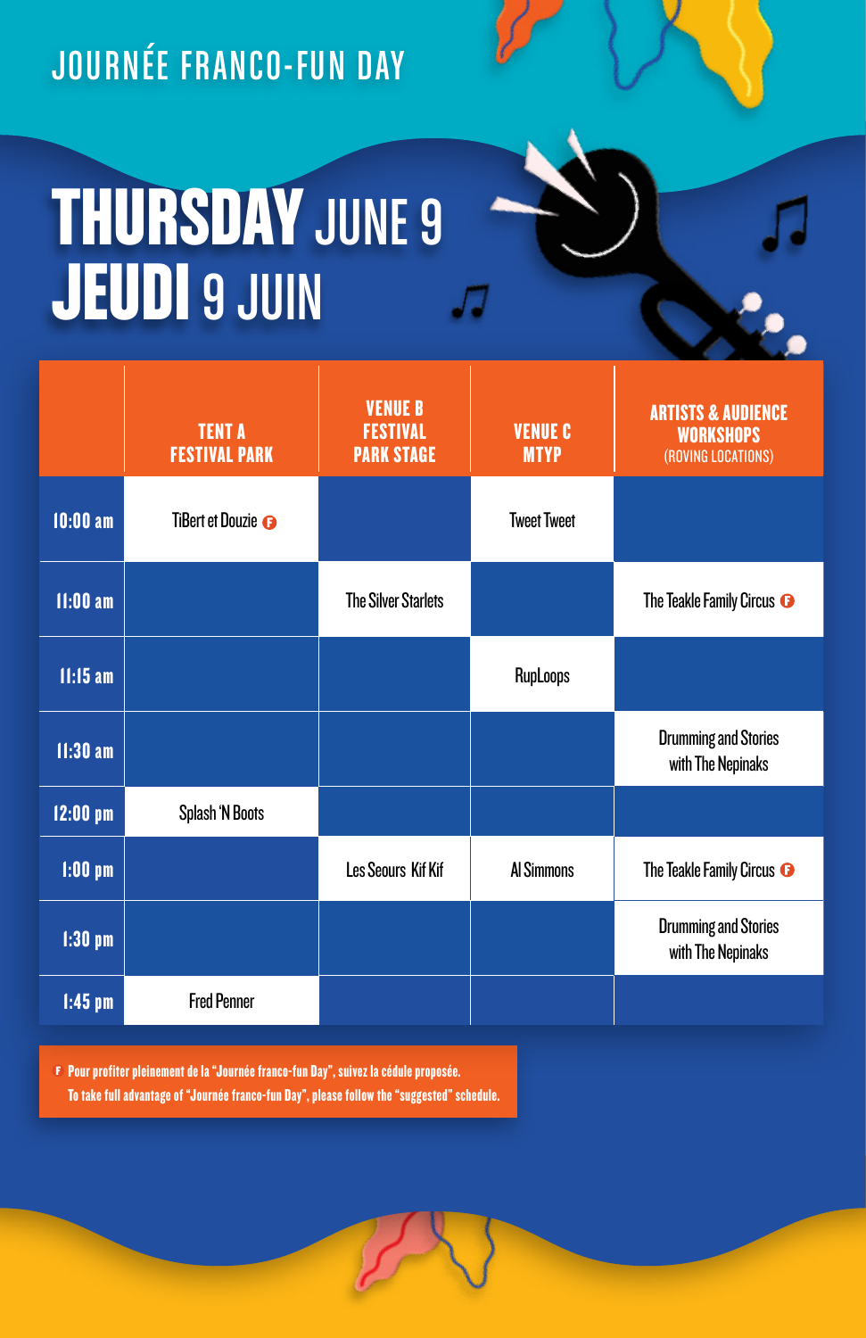JOURNÉE FRANCO-FUN DAY

# THURSDAY JUNE 9
# JEUDI 9 JUIN

| | TENT A FESTIVAL PARK | VENUE B FESTIVAL PARK STAGE | VENUE C MTYP | ARTISTS & AUDIENCE WORKSHOPS (ROVING LOCATIONS) |
|---|---|---|---|---|
| 10:00 am | TiBert et Douzie F | | Tweet Tweet | |
| 11:00 am | | The Silver Starlets | | The Teakle Family Circus F |
| 11:15 am | | | RupLoops | |
| 11:30 am | | | | Drumming and Stories with The Nepinaks |
| 12:00 pm | Splash 'N Boots | | | |
| 1:00 pm | | Les Seours Kif Kif | Al Simmons | The Teakle Family Circus F |
| 1:30 pm | | | | Drumming and Stories with The Nepinaks |
| 1:45 pm | Fred Penner | | | |

F Pour profiter pleinement de la "Journée franco-fun Day", suivez la cédule proposée.
To take full advantage of "Journée franco-fun Day", please follow the "suggested" schedule.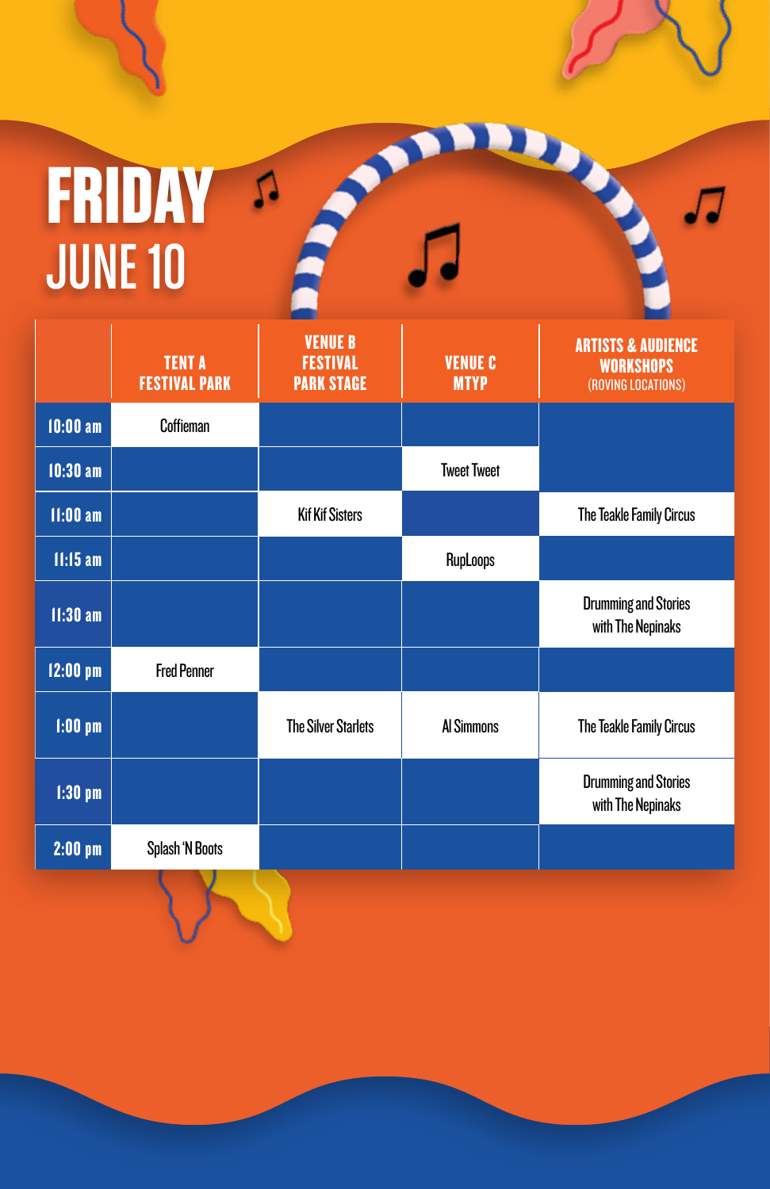# FRIDAY

## JUNE 10

| | TENT A FESTIVAL PARK | VENUE B FESTIVAL PARK STAGE | VENUE C MTYP | ARTISTS & AUDIENCE WORKSHOPS (ROVING LOCATIONS) |
|---|---|---|---|---|
| 10:00 am | Coffieman | | | |
| 10:30 am | | | Tweet Tweet | |
| 11:00 am | | Kif Kif Sisters | | The Teakle Family Circus |
| 11:15 am | | | RupLoops | |
| 11:30 am | | | | Drumming and Stories with The Nepinaks |
| 12:00 pm | Fred Penner | | | |
| 1:00 pm | | The Silver Starlets | Al Simmons | The Teakle Family Circus |
| 1:30 pm | | | | Drumming and Stories with The Nepinaks |
| 2:00 pm | Splash 'N Boots | | | |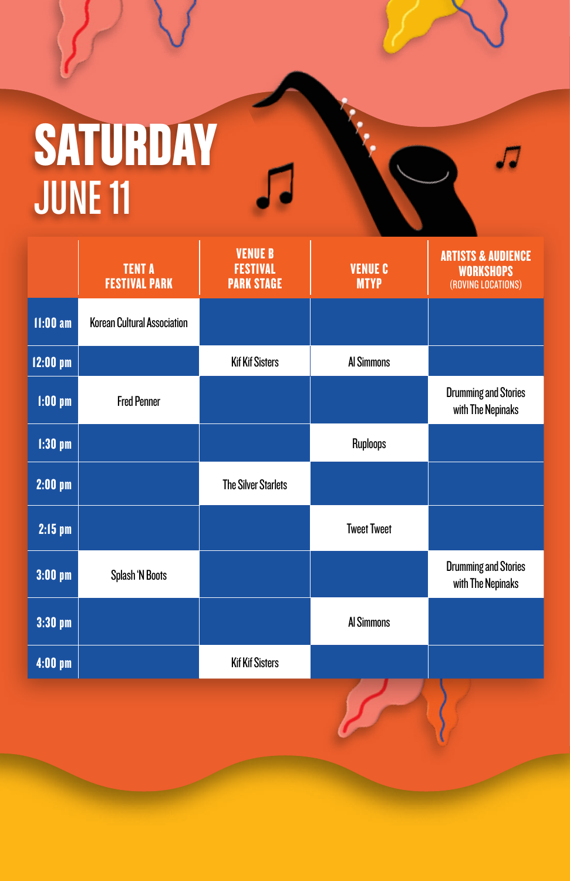# SATURDAY
## JUNE 11

| | TENT A FESTIVAL PARK | VENUE B FESTIVAL PARK STAGE | VENUE C MTYP | ARTISTS & AUDIENCE WORKSHOPS (ROVING LOCATIONS) |
|---|---|---|---|---|
| 11:00 am | Korean Cultural Association | | | |
| 12:00 pm | | Kif Kif Sisters | Al Simmons | |
| 1:00 pm | Fred Penner | | | Drumming and Stories with The Nepinaks |
| 1:30 pm | | | Ruploops | |
| 2:00 pm | | The Silver Starlets | | |
| 2:15 pm | | | Tweet Tweet | |
| 3:00 pm | Splash 'N Boots | | | Drumming and Stories with The Nepinaks |
| 3:30 pm | | | Al Simmons | |
| 4:00 pm | | Kif Kif Sisters | | |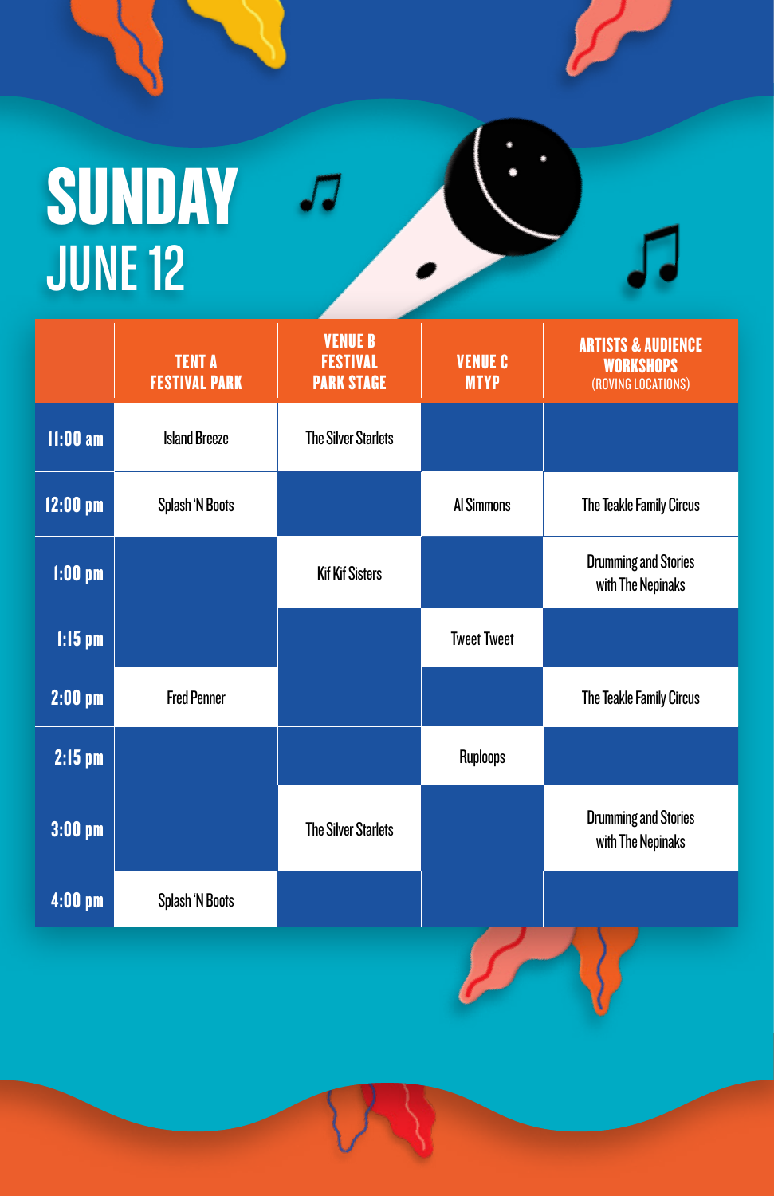# SUNDAY
## JUNE 12

| | TENT A FESTIVAL PARK | VENUE B FESTIVAL PARK STAGE | VENUE C MTYP | ARTISTS & AUDIENCE WORKSHOPS (ROVING LOCATIONS) |
|---|---|---|---|---|
| 11:00 am | Island Breeze | The Silver Starlets | | |
| 12:00 pm | Splash 'N Boots | | Al Simmons | The Teakle Family Circus |
| 1:00 pm | | Kif Kif Sisters | | Drumming and Stories with The Nepinaks |
| 1:15 pm | | | Tweet Tweet | |
| 2:00 pm | Fred Penner | | | The Teakle Family Circus |
| 2:15 pm | | | Ruploops | |
| 3:00 pm | | The Silver Starlets | | Drumming and Stories with The Nepinaks |
| 4:00 pm | Splash 'N Boots | | | |